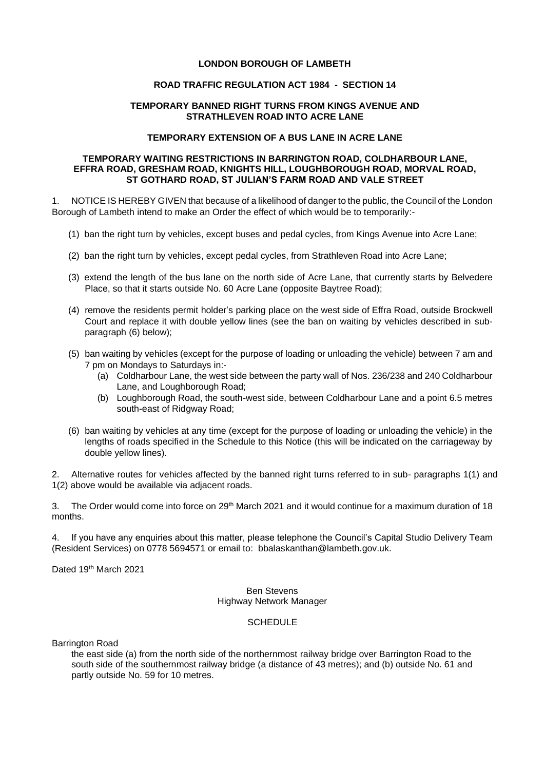**LONDON BOROUGH OF LAMBETH**

**ROAD TRAFFIC REGULATION ACT 1984 - SECTION 14**

**TEMPORARY BANNED RIGHT TURNS FROM KINGS AVENUE AND STRATHLEVEN ROAD INTO ACRE LANE**

**TEMPORARY EXTENSION OF A BUS LANE IN ACRE LANE**

**TEMPORARY WAITING RESTRICTIONS IN BARRINGTON ROAD, COLDHARBOUR LANE, EFFRA ROAD, GRESHAM ROAD, KNIGHTS HILL, LOUGHBOROUGH ROAD, MORVAL ROAD, ST GOTHARD ROAD, ST JULIAN'S FARM ROAD AND VALE STREET**

1. NOTICE IS HEREBY GIVEN that because of a likelihood of danger to the public, the Council of the London Borough of Lambeth intend to make an Order the effect of which would be to temporarily:-

   (1) ban the right turn by vehicles, except buses and pedal cycles, from Kings Avenue into Acre Lane;

   (2) ban the right turn by vehicles, except pedal cycles, from Strathleven Road into Acre Lane;

   (3) extend the length of the bus lane on the north side of Acre Lane, that currently starts by Belvedere Place, so that it starts outside No. 60 Acre Lane (opposite Baytree Road);

   (4) remove the residents permit holder's parking place on the west side of Effra Road, outside Brockwell Court and replace it with double yellow lines (see the ban on waiting by vehicles described in sub-paragraph (6) below);

   (5) ban waiting by vehicles (except for the purpose of loading or unloading the vehicle) between 7 am and 7 pm on Mondays to Saturdays in:-
      (a) Coldharbour Lane, the west side between the party wall of Nos. 236/238 and 240 Coldharbour Lane, and Loughborough Road;
      (b) Loughborough Road, the south-west side, between Coldharbour Lane and a point 6.5 metres south-east of Ridgway Road;

   (6) ban waiting by vehicles at any time (except for the purpose of loading or unloading the vehicle) in the lengths of roads specified in the Schedule to this Notice (this will be indicated on the carriageway by double yellow lines).

2. Alternative routes for vehicles affected by the banned right turns referred to in sub- paragraphs 1(1) and 1(2) above would be available via adjacent roads.

3. The Order would come into force on 29th March 2021 and it would continue for a maximum duration of 18 months.

4. If you have any enquiries about this matter, please telephone the Council's Capital Studio Delivery Team (Resident Services) on 0778 5694571 or email to: bbalaskanthan@lambeth.gov.uk.

Dated 19th March 2021

Ben Stevens
Highway Network Manager

SCHEDULE

Barrington Road
the east side (a) from the north side of the northernmost railway bridge over Barrington Road to the south side of the southernmost railway bridge (a distance of 43 metres); and (b) outside No. 61 and partly outside No. 59 for 10 metres.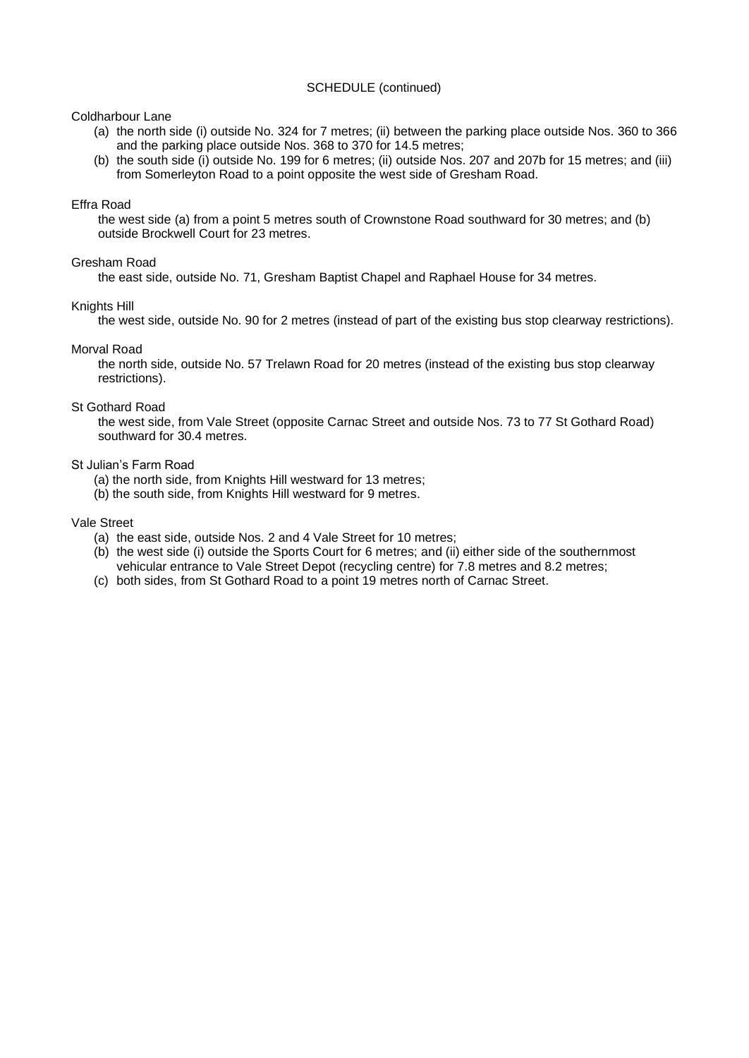SCHEDULE (continued)

Coldharbour Lane

- (a) the north side (i) outside No. 324 for 7 metres; (ii) between the parking place outside Nos. 360 to 366 and the parking place outside Nos. 368 to 370 for 14.5 metres;
- (b) the south side (i) outside No. 199 for 6 metres; (ii) outside Nos. 207 and 207b for 15 metres; and (iii) from Somerleyton Road to a point opposite the west side of Gresham Road.

Effra Road

the west side (a) from a point 5 metres south of Crownstone Road southward for 30 metres; and (b) outside Brockwell Court for 23 metres.

Gresham Road

the east side, outside No. 71, Gresham Baptist Chapel and Raphael House for 34 metres.

Knights Hill

the west side, outside No. 90 for 2 metres (instead of part of the existing bus stop clearway restrictions).

Morval Road

the north side, outside No. 57 Trelawn Road for 20 metres (instead of the existing bus stop clearway restrictions).

St Gothard Road

the west side, from Vale Street (opposite Carnac Street and outside Nos. 73 to 77 St Gothard Road) southward for 30.4 metres.

St Julian's Farm Road

- (a) the north side, from Knights Hill westward for 13 metres;
- (b) the south side, from Knights Hill westward for 9 metres.

Vale Street

- (a) the east side, outside Nos. 2 and 4 Vale Street for 10 metres;
- (b) the west side (i) outside the Sports Court for 6 metres; and (ii) either side of the southernmost vehicular entrance to Vale Street Depot (recycling centre) for 7.8 metres and 8.2 metres;
- (c) both sides, from St Gothard Road to a point 19 metres north of Carnac Street.